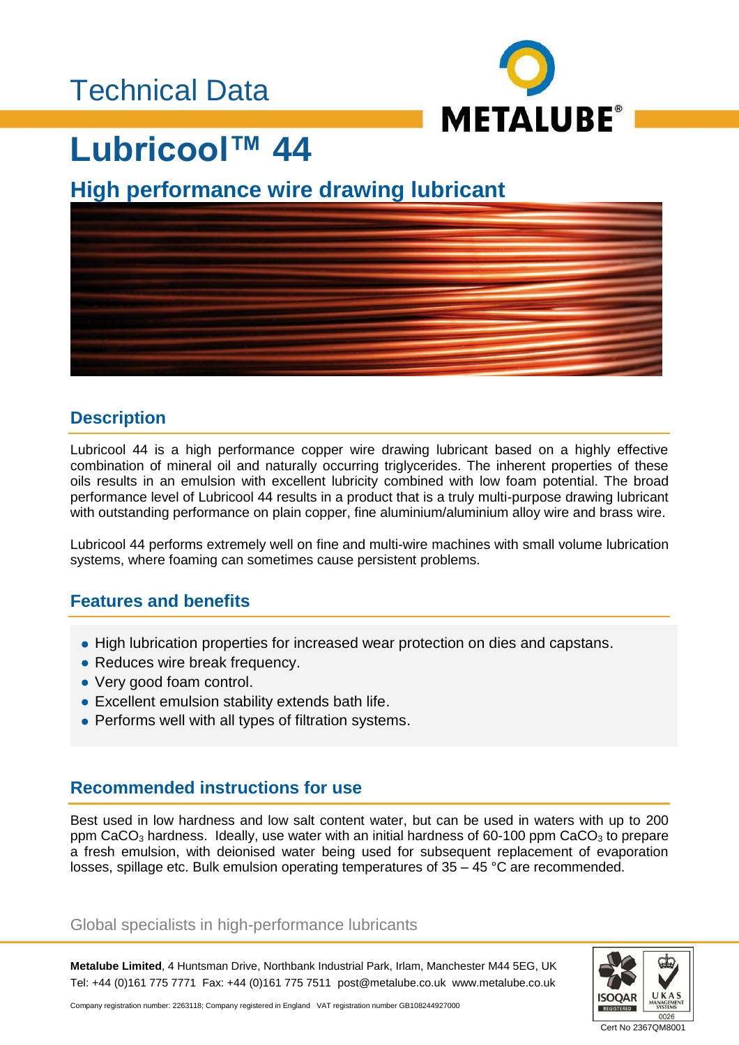Technical Data

METALUBE®

# Lubricool™ 44

## High performance wire drawing lubricant

## Description

Lubricool 44 is a high performance copper wire drawing lubricant based on a highly effective combination of mineral oil and naturally occurring triglycerides. The inherent properties of these oils results in an emulsion with excellent lubricity combined with low foam potential. The broad performance level of Lubricool 44 results in a product that is a truly multi-purpose drawing lubricant with outstanding performance on plain copper, fine aluminium/aluminium alloy wire and brass wire.

Lubricool 44 performs extremely well on fine and multi-wire machines with small volume lubrication systems, where foaming can sometimes cause persistent problems.

## Features and benefits

- High lubrication properties for increased wear protection on dies and capstans.
- Reduces wire break frequency.
- Very good foam control.
- Excellent emulsion stability extends bath life.
- Performs well with all types of filtration systems.

## Recommended instructions for use

Best used in low hardness and low salt content water, but can be used in waters with up to 200 ppm $CaCO_3$ hardness. Ideally, use water with an initial hardness of 60-100 ppm $CaCO_3$ to prepare a fresh emulsion, with deionised water being used for subsequent replacement of evaporation losses, spillage etc. Bulk emulsion operating temperatures of 35 – 45 °C are recommended.

Global specialists in high-performance lubricants

**Metalube Limited**, 4 Huntsman Drive, Northbank Industrial Park, Irlam, Manchester M44 5EG, UK
Tel: +44 (0)161 775 7771 Fax: +44 (0)161 775 7511 post@metalube.co.uk www.metalube.co.uk

Company registration number: 2263118; Company registered in England VAT registration number GB108244927000

ISOQAR REGISTERED UKAS MANAGEMENT SYSTEMS 0026
Cert No 2367QM8001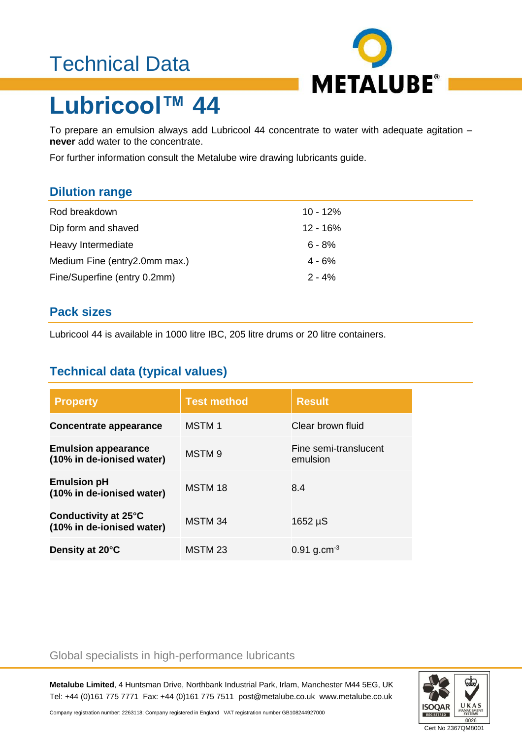# Technical Data

# Lubricool™ 44

To prepare an emulsion always add Lubricool 44 concentrate to water with adequate agitation – **never** add water to the concentrate.

For further information consult the Metalube wire drawing lubricants guide.

## Dilution range

| | |
|---|---|
| Rod breakdown | 10 - 12% |
| Dip form and shaved | 12 - 16% |
| Heavy Intermediate | 6 - 8% |
| Medium Fine (entry2.0mm max.) | 4 - 6% |
| Fine/Superfine (entry 0.2mm) | 2 - 4% |

## Pack sizes

Lubricool 44 is available in 1000 litre IBC, 205 litre drums or 20 litre containers.

## Technical data (typical values)

| Property | Test method | Result |
|---|---|---|
| **Concentrate appearance** | MSTM 1 | Clear brown fluid |
| **Emulsion appearance (10% in de-ionised water)** | MSTM 9 | Fine semi-translucent emulsion |
| **Emulsion pH (10% in de-ionised water)** | MSTM 18 | 8.4 |
| **Conductivity at 25°C (10% in de-ionised water)** | MSTM 34 | 1652 µS |
| **Density at 20°C** | MSTM 23 | 0.91 $g.cm^{-3}$ |

Global specialists in high-performance lubricants

**Metalube Limited**, 4 Huntsman Drive, Northbank Industrial Park, Irlam, Manchester M44 5EG, UK
Tel: +44 (0)161 775 7771 Fax: +44 (0)161 775 7511 post@metalube.co.uk www.metalube.co.uk

Company registration number: 2263118; Company registered in England VAT registration number GB108244927000

Cert No 2367QM8001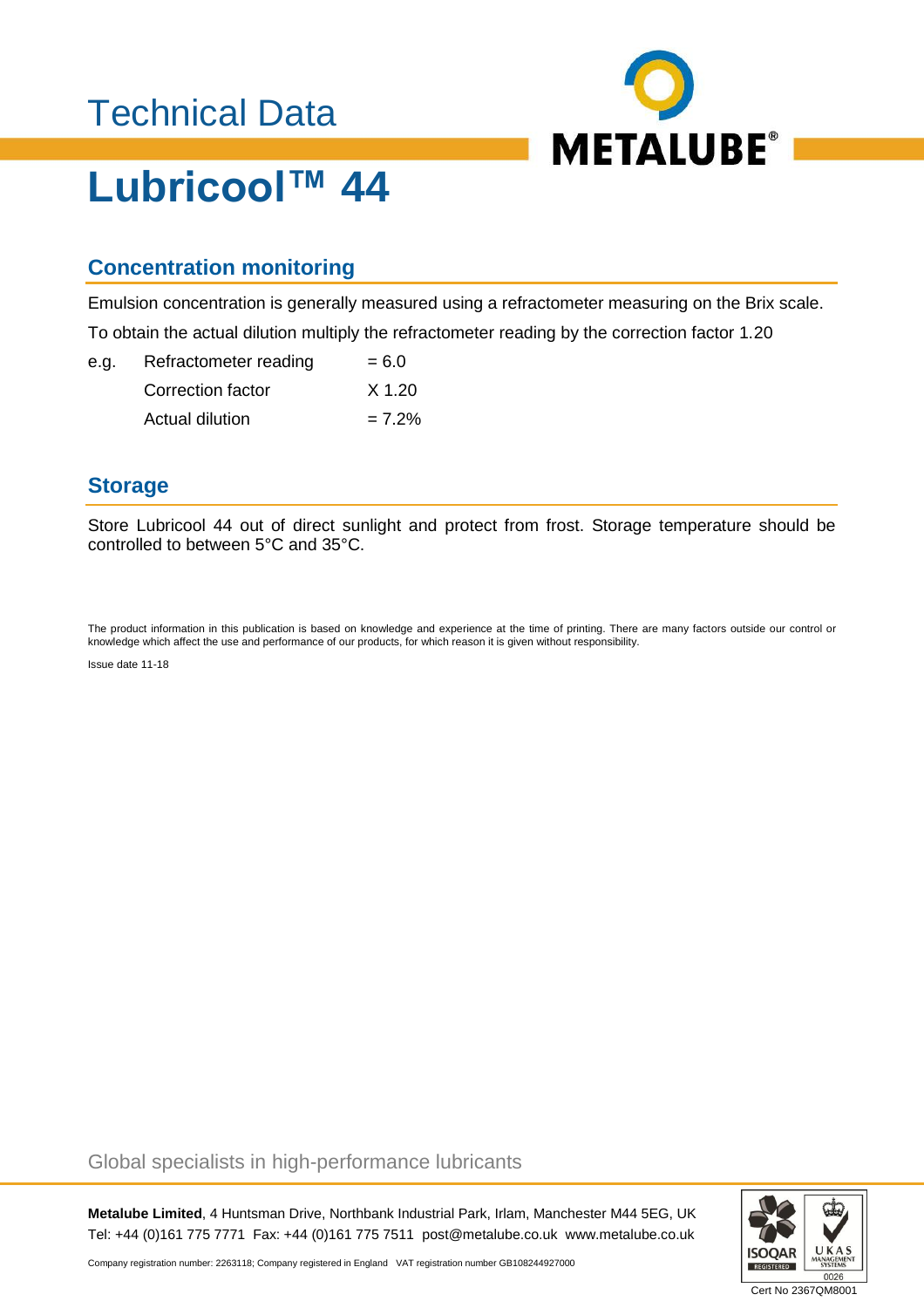# Technical Data

# Lubricool™ 44

## Concentration monitoring

Emulsion concentration is generally measured using a refractometer measuring on the Brix scale.

To obtain the actual dilution multiply the refractometer reading by the correction factor 1.20

| | | |
|---|---|---|
| e.g. | Refractometer reading | = 6.0 |
| | Correction factor | X 1.20 |
| | Actual dilution | = 7.2% |

## Storage

Store Lubricool 44 out of direct sunlight and protect from frost. Storage temperature should be controlled to between 5°C and 35°C.

The product information in this publication is based on knowledge and experience at the time of printing. There are many factors outside our control or knowledge which affect the use and performance of our products, for which reason it is given without responsibility.

Issue date 11-18

Global specialists in high-performance lubricants

**Metalube Limited**, 4 Huntsman Drive, Northbank Industrial Park, Irlam, Manchester M44 5EG, UK
Tel: +44 (0)161 775 7771 Fax: +44 (0)161 775 7511 post@metalube.co.uk www.metalube.co.uk

Company registration number: 2263118; Company registered in England VAT registration number GB108244927000

Cert No 2367QM8001